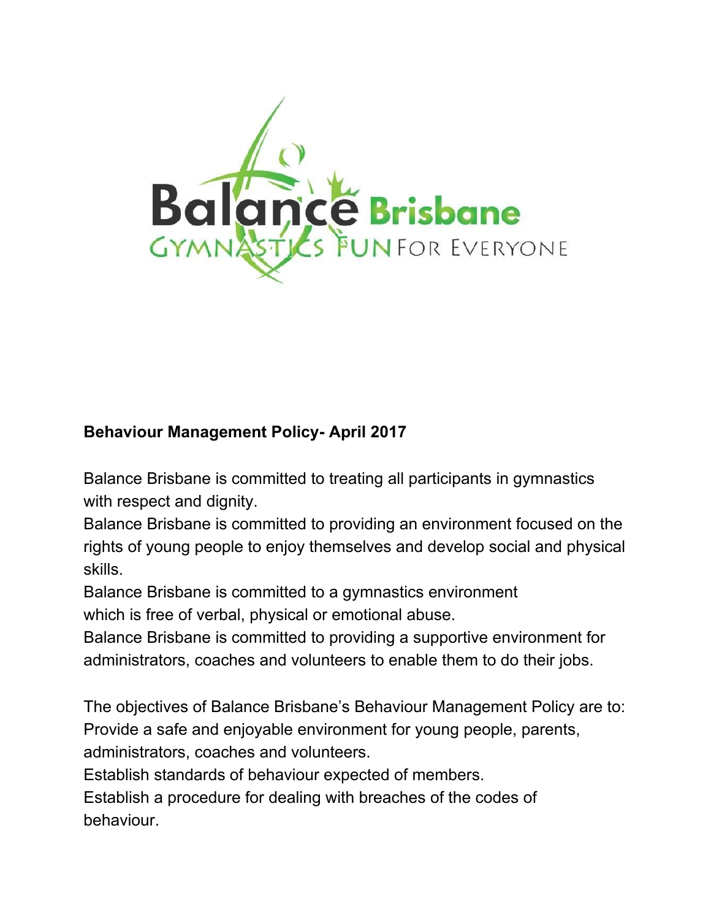**Behaviour Management Policy- April 2017**

Balance Brisbane is committed to treating all participants in gymnastics with respect and dignity.

Balance Brisbane is committed to providing an environment focused on the rights of young people to enjoy themselves and develop social and physical skills.

Balance Brisbane is committed to a gymnastics environment which is free of verbal, physical or emotional abuse.

Balance Brisbane is committed to providing a supportive environment for administrators, coaches and volunteers to enable them to do their jobs.

The objectives of Balance Brisbane's Behaviour Management Policy are to:

Provide a safe and enjoyable environment for young people, parents, administrators, coaches and volunteers.

Establish standards of behaviour expected of members.

Establish a procedure for dealing with breaches of the codes of behaviour.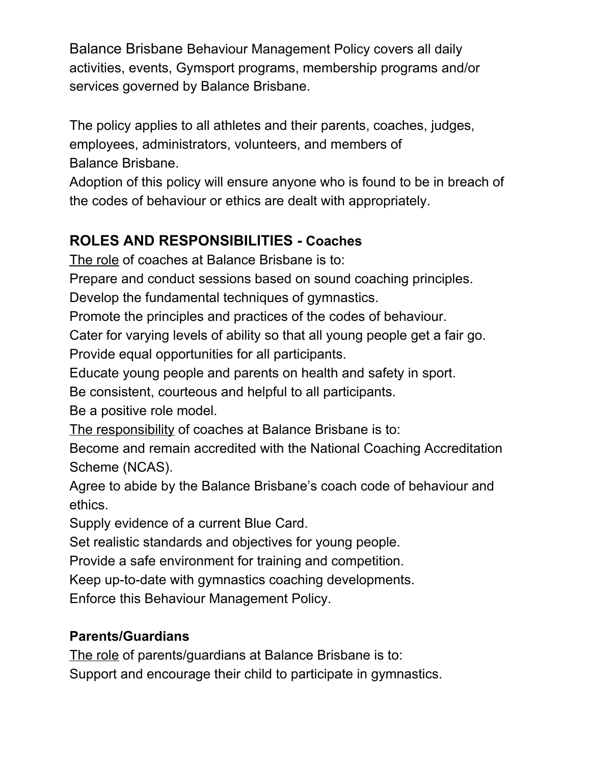Balance Brisbane Behaviour Management Policy covers all daily activities, events, Gymsport programs, membership programs and/or services governed by Balance Brisbane.

The policy applies to all athletes and their parents, coaches, judges, employees, administrators, volunteers, and members of Balance Brisbane.
Adoption of this policy will ensure anyone who is found to be in breach of the codes of behaviour or ethics are dealt with appropriately.

## ROLES AND RESPONSIBILITIES - Coaches

<u>The role</u> of coaches at Balance Brisbane is to:
Prepare and conduct sessions based on sound coaching principles.
Develop the fundamental techniques of gymnastics.
Promote the principles and practices of the codes of behaviour.
Cater for varying levels of ability so that all young people get a fair go.
Provide equal opportunities for all participants.
Educate young people and parents on health and safety in sport.
Be consistent, courteous and helpful to all participants.
Be a positive role model.
<u>The responsibility</u> of coaches at Balance Brisbane is to:
Become and remain accredited with the National Coaching Accreditation Scheme (NCAS).
Agree to abide by the Balance Brisbane's coach code of behaviour and ethics.
Supply evidence of a current Blue Card.
Set realistic standards and objectives for young people.
Provide a safe environment for training and competition.
Keep up-to-date with gymnastics coaching developments.
Enforce this Behaviour Management Policy.

### Parents/Guardians

<u>The role</u> of parents/guardians at Balance Brisbane is to:
Support and encourage their child to participate in gymnastics.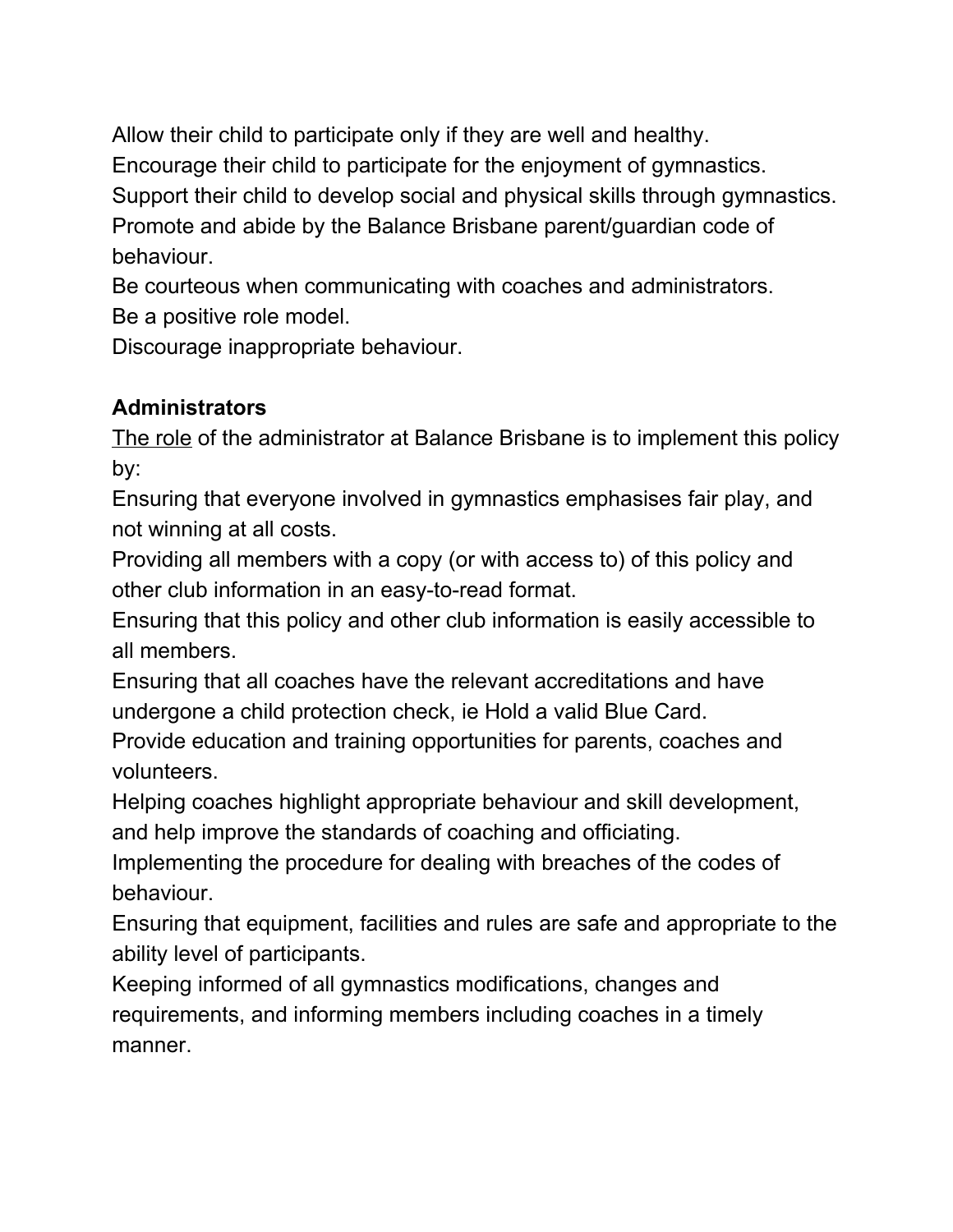Allow their child to participate only if they are well and healthy.
Encourage their child to participate for the enjoyment of gymnastics.
Support their child to develop social and physical skills through gymnastics.
Promote and abide by the Balance Brisbane parent/guardian code of behaviour.
Be courteous when communicating with coaches and administrators.
Be a positive role model.
Discourage inappropriate behaviour.

**Administrators**

<u>The role</u> of the administrator at Balance Brisbane is to implement this policy by:
Ensuring that everyone involved in gymnastics emphasises fair play, and not winning at all costs.
Providing all members with a copy (or with access to) of this policy and other club information in an easy-to-read format.
Ensuring that this policy and other club information is easily accessible to all members.
Ensuring that all coaches have the relevant accreditations and have undergone a child protection check, ie Hold a valid Blue Card.
Provide education and training opportunities for parents, coaches and volunteers.
Helping coaches highlight appropriate behaviour and skill development, and help improve the standards of coaching and officiating.
Implementing the procedure for dealing with breaches of the codes of behaviour.
Ensuring that equipment, facilities and rules are safe and appropriate to the ability level of participants.
Keeping informed of all gymnastics modifications, changes and requirements, and informing members including coaches in a timely manner.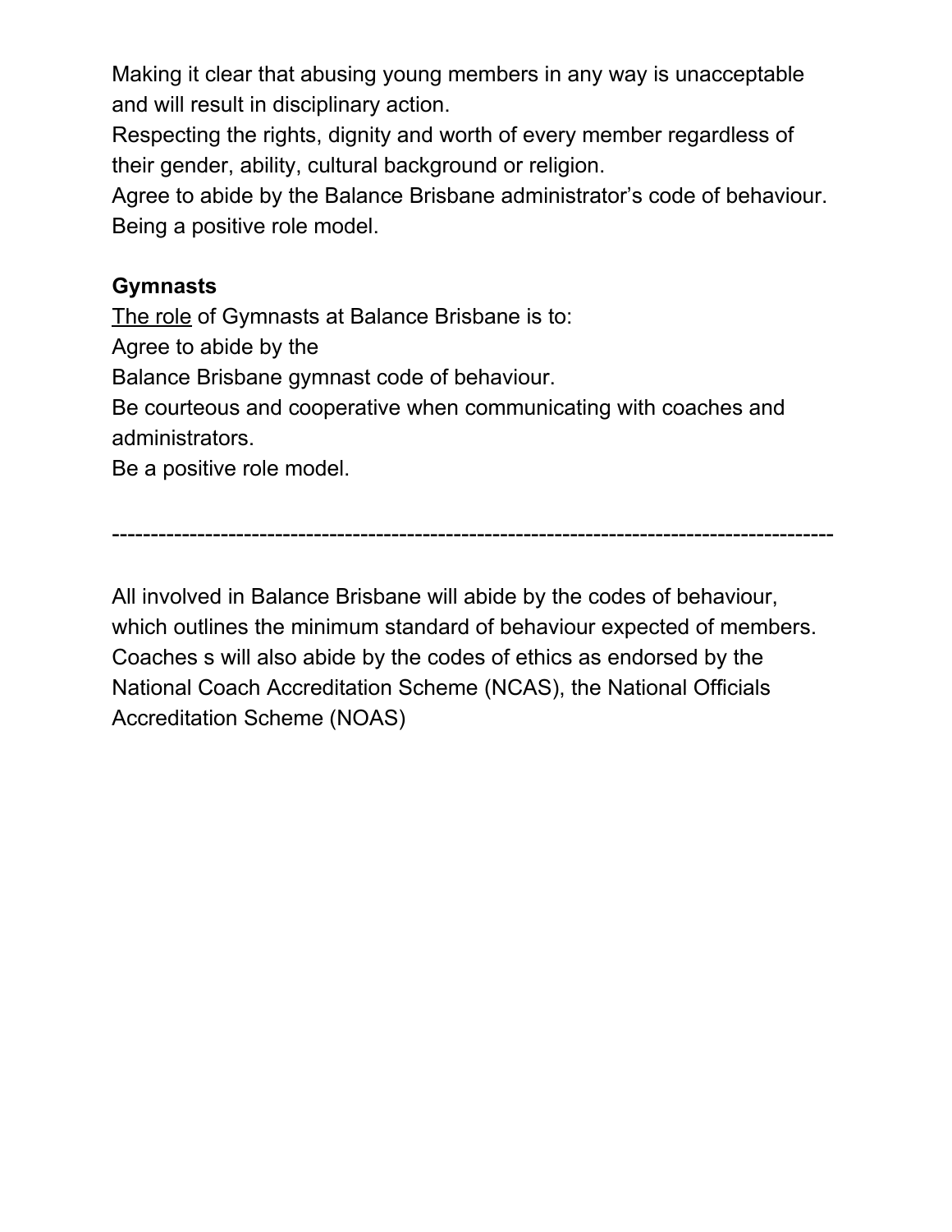Making it clear that abusing young members in any way is unacceptable and will result in disciplinary action.

Respecting the rights, dignity and worth of every member regardless of their gender, ability, cultural background or religion.

Agree to abide by the Balance Brisbane administrator's code of behaviour.

Being a positive role model.

**Gymnasts**

<u>The role</u> of Gymnasts at Balance Brisbane is to:

Agree to abide by the

Balance Brisbane gymnast code of behaviour.

Be courteous and cooperative when communicating with coaches and administrators.

Be a positive role model.

---

All involved in Balance Brisbane will abide by the codes of behaviour, which outlines the minimum standard of behaviour expected of members. Coaches s will also abide by the codes of ethics as endorsed by the National Coach Accreditation Scheme (NCAS), the National Officials Accreditation Scheme (NOAS)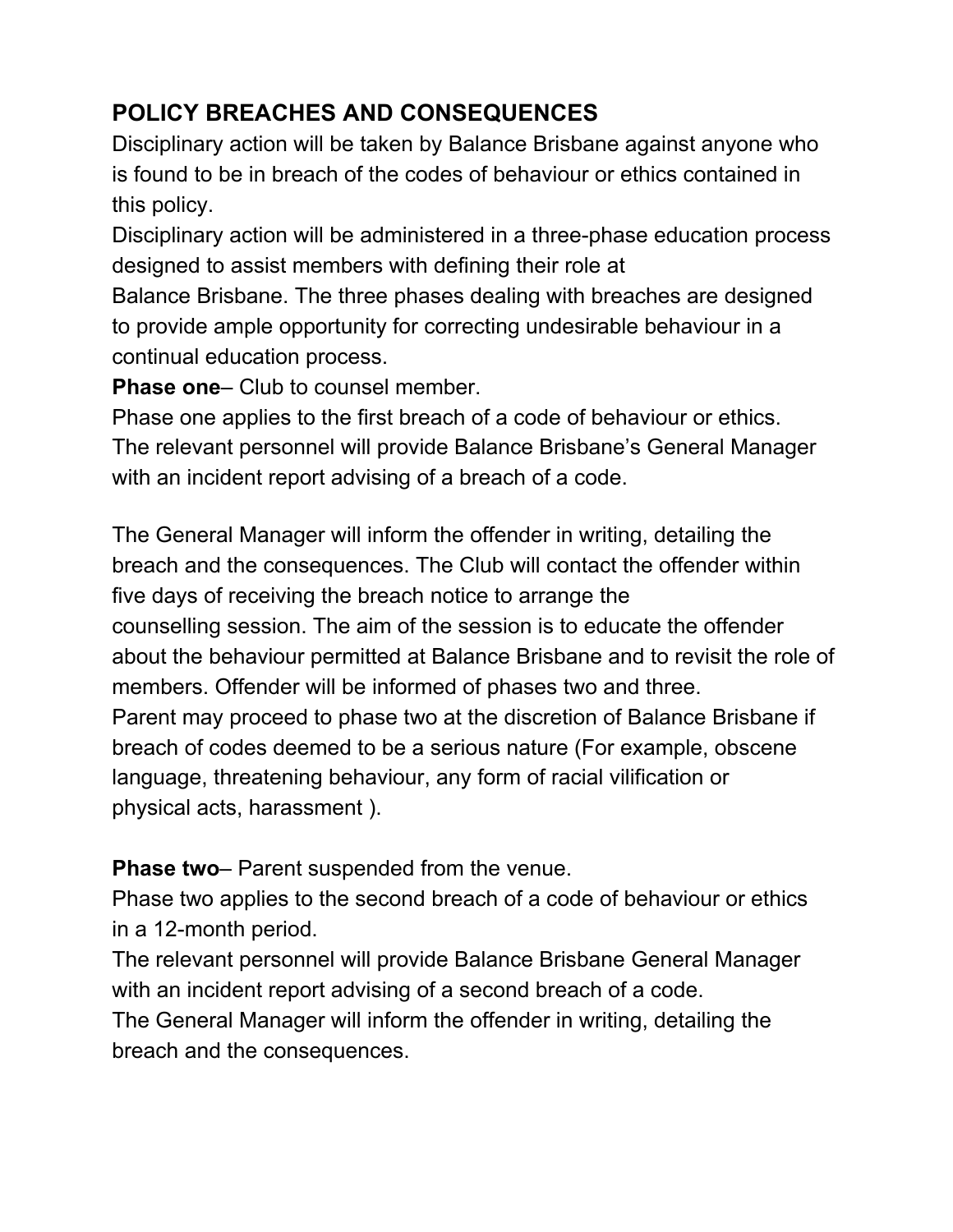## POLICY BREACHES AND CONSEQUENCES

Disciplinary action will be taken by Balance Brisbane against anyone who is found to be in breach of the codes of behaviour or ethics contained in this policy.

Disciplinary action will be administered in a three-phase education process designed to assist members with defining their role at Balance Brisbane. The three phases dealing with breaches are designed to provide ample opportunity for correcting undesirable behaviour in a continual education process.

**Phase one**– Club to counsel member.

Phase one applies to the first breach of a code of behaviour or ethics. The relevant personnel will provide Balance Brisbane's General Manager with an incident report advising of a breach of a code.

The General Manager will inform the offender in writing, detailing the breach and the consequences. The Club will contact the offender within five days of receiving the breach notice to arrange the counselling session. The aim of the session is to educate the offender about the behaviour permitted at Balance Brisbane and to revisit the role of members. Offender will be informed of phases two and three.

Parent may proceed to phase two at the discretion of Balance Brisbane if breach of codes deemed to be a serious nature (For example, obscene language, threatening behaviour, any form of racial vilification or physical acts, harassment ).

**Phase two**– Parent suspended from the venue.

Phase two applies to the second breach of a code of behaviour or ethics in a 12-month period.

The relevant personnel will provide Balance Brisbane General Manager with an incident report advising of a second breach of a code.

The General Manager will inform the offender in writing, detailing the breach and the consequences.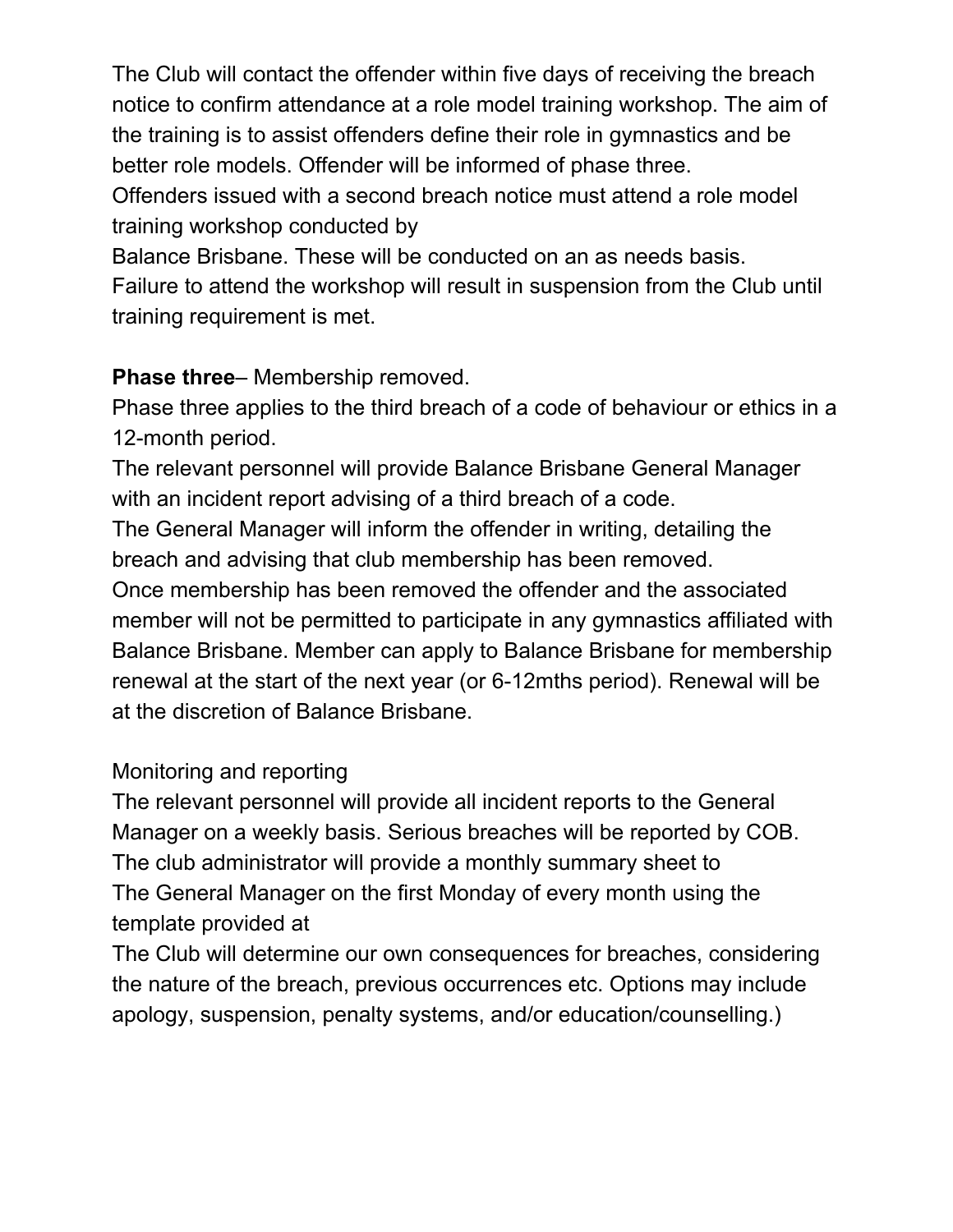The Club will contact the offender within five days of receiving the breach notice to confirm attendance at a role model training workshop. The aim of the training is to assist offenders define their role in gymnastics and be better role models. Offender will be informed of phase three.

Offenders issued with a second breach notice must attend a role model training workshop conducted by

Balance Brisbane. These will be conducted on an as needs basis.

Failure to attend the workshop will result in suspension from the Club until training requirement is met.

**Phase three**– Membership removed.

Phase three applies to the third breach of a code of behaviour or ethics in a 12-month period.

The relevant personnel will provide Balance Brisbane General Manager with an incident report advising of a third breach of a code.

The General Manager will inform the offender in writing, detailing the breach and advising that club membership has been removed.

Once membership has been removed the offender and the associated member will not be permitted to participate in any gymnastics affiliated with Balance Brisbane. Member can apply to Balance Brisbane for membership renewal at the start of the next year (or 6-12mths period). Renewal will be at the discretion of Balance Brisbane.

Monitoring and reporting

The relevant personnel will provide all incident reports to the General Manager on a weekly basis. Serious breaches will be reported by COB.

The club administrator will provide a monthly summary sheet to

The General Manager on the first Monday of every month using the template provided at

The Club will determine our own consequences for breaches, considering the nature of the breach, previous occurrences etc. Options may include apology, suspension, penalty systems, and/or education/counselling.)